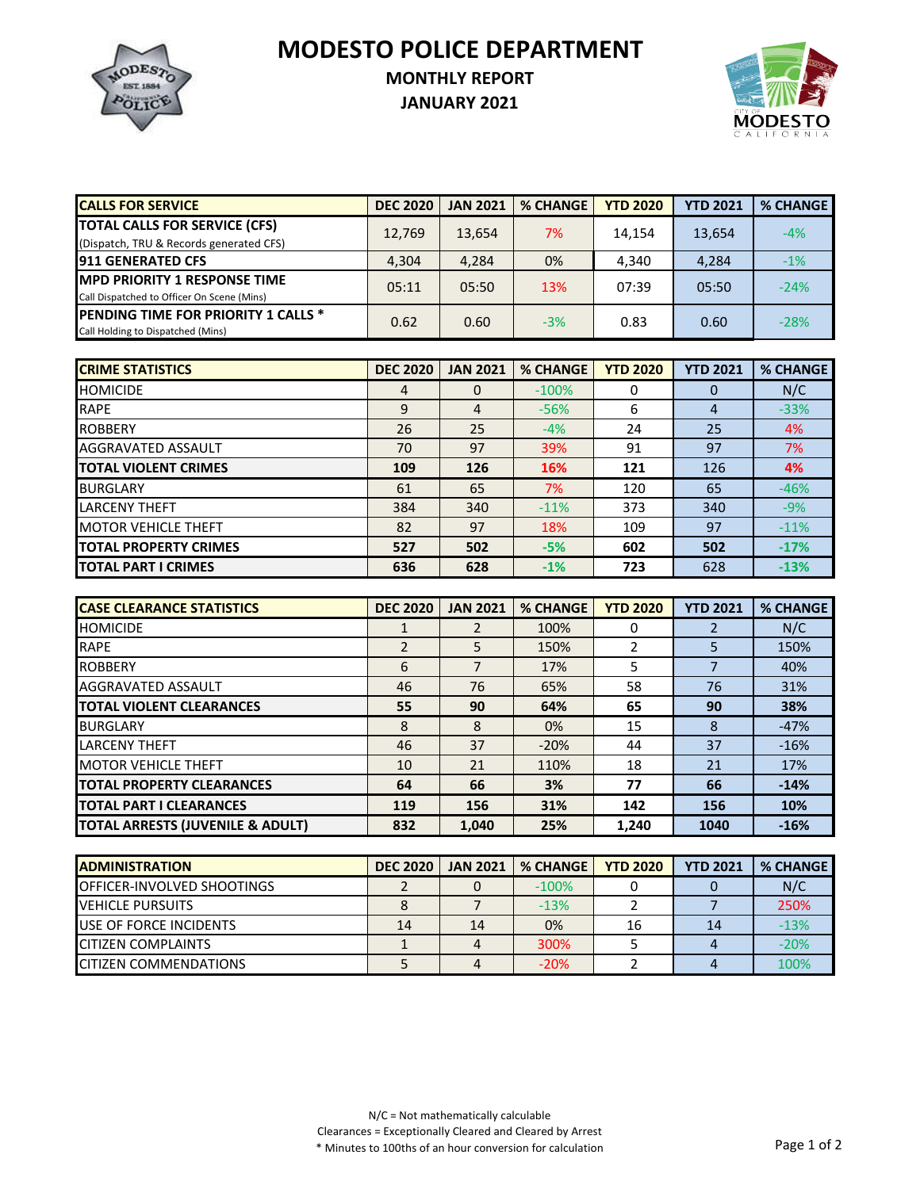# MODESTO POLICE DEPARTMENT

## MONTHLY REPORT

## JANUARY 2021

| CALLS FOR SERVICE | DEC 2020 | JAN 2021 | % CHANGE | YTD 2020 | YTD 2021 | % CHANGE |
|---|---|---|---|---|---|---|
| **TOTAL CALLS FOR SERVICE (CFS)** (Dispatch, TRU & Records generated CFS) | 12,769 | 13,654 | 7% | 14,154 | 13,654 | -4% |
| **911 GENERATED CFS** | 4,304 | 4,284 | 0% | 4,340 | 4,284 | -1% |
| **MPD PRIORITY 1 RESPONSE TIME** Call Dispatched to Officer On Scene (Mins) | 05:11 | 05:50 | 13% | 07:39 | 05:50 | -24% |
| **PENDING TIME FOR PRIORITY 1 CALLS *** Call Holding to Dispatched (Mins) | 0.62 | 0.60 | -3% | 0.83 | 0.60 | -28% |

| CRIME STATISTICS | DEC 2020 | JAN 2021 | % CHANGE | YTD 2020 | YTD 2021 | % CHANGE |
|---|---|---|---|---|---|---|
| HOMICIDE | 4 | 0 | -100% | 0 | 0 | N/C |
| RAPE | 9 | 4 | -56% | 6 | 4 | -33% |
| ROBBERY | 26 | 25 | -4% | 24 | 25 | 4% |
| AGGRAVATED ASSAULT | 70 | 97 | 39% | 91 | 97 | 7% |
| **TOTAL VIOLENT CRIMES** | **109** | **126** | **16%** | **121** | 126 | **4%** |
| BURGLARY | 61 | 65 | 7% | 120 | 65 | -46% |
| LARCENY THEFT | 384 | 340 | -11% | 373 | 340 | -9% |
| MOTOR VEHICLE THEFT | 82 | 97 | 18% | 109 | 97 | -11% |
| **TOTAL PROPERTY CRIMES** | **527** | **502** | **-5%** | **602** | **502** | **-17%** |
| **TOTAL PART I CRIMES** | **636** | **628** | **-1%** | **723** | 628 | **-13%** |

| CASE CLEARANCE STATISTICS | DEC 2020 | JAN 2021 | % CHANGE | YTD 2020 | YTD 2021 | % CHANGE |
|---|---|---|---|---|---|---|
| HOMICIDE | 1 | 2 | 100% | 0 | 2 | N/C |
| RAPE | 2 | 5 | 150% | 2 | 5 | 150% |
| ROBBERY | 6 | 7 | 17% | 5 | 7 | 40% |
| AGGRAVATED ASSAULT | 46 | 76 | 65% | 58 | 76 | 31% |
| **TOTAL VIOLENT CLEARANCES** | **55** | **90** | **64%** | **65** | **90** | **38%** |
| BURGLARY | 8 | 8 | 0% | 15 | 8 | -47% |
| LARCENY THEFT | 46 | 37 | -20% | 44 | 37 | -16% |
| MOTOR VEHICLE THEFT | 10 | 21 | 110% | 18 | 21 | 17% |
| **TOTAL PROPERTY CLEARANCES** | **64** | **66** | **3%** | **77** | **66** | **-14%** |
| **TOTAL PART I CLEARANCES** | **119** | **156** | **31%** | **142** | **156** | **10%** |
| **TOTAL ARRESTS (JUVENILE & ADULT)** | **832** | **1,040** | **25%** | **1,240** | **1040** | **-16%** |

| ADMINISTRATION | DEC 2020 | JAN 2021 | % CHANGE | YTD 2020 | YTD 2021 | % CHANGE |
|---|---|---|---|---|---|---|
| OFFICER-INVOLVED SHOOTINGS | 2 | 0 | -100% | 0 | 0 | N/C |
| VEHICLE PURSUITS | 8 | 7 | -13% | 2 | 7 | 250% |
| USE OF FORCE INCIDENTS | 14 | 14 | 0% | 16 | 14 | -13% |
| CITIZEN COMPLAINTS | 1 | 4 | 300% | 5 | 4 | -20% |
| CITIZEN COMMENDATIONS | 5 | 4 | -20% | 2 | 4 | 100% |

N/C = Not mathematically calculable

Clearances = Exceptionally Cleared and Cleared by Arrest

\* Minutes to 100ths of an hour conversion for calculation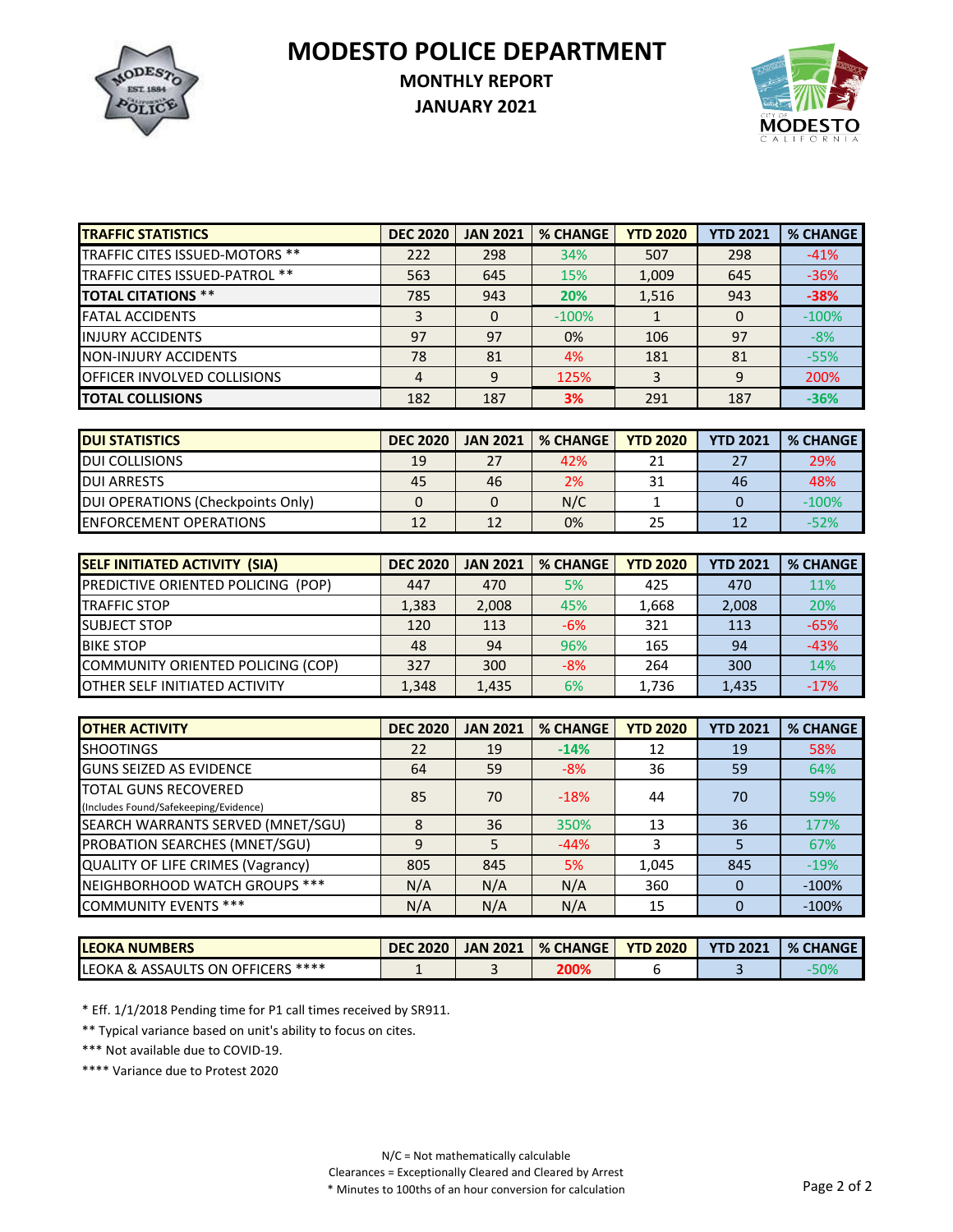# MODESTO POLICE DEPARTMENT

**MONTHLY REPORT**

**JANUARY 2021**

| **TRAFFIC STATISTICS** | **DEC 2020** | **JAN 2021** | **% CHANGE** | **YTD 2020** | **YTD 2021** | **% CHANGE** |
|---|---|---|---|---|---|---|
| TRAFFIC CITES ISSUED-MOTORS ** | 222 | 298 | 34% | 507 | 298 | -41% |
| TRAFFIC CITES ISSUED-PATROL ** | 563 | 645 | 15% | 1,009 | 645 | -36% |
| **TOTAL CITATIONS** ** | 785 | 943 | **20%** | 1,516 | 943 | **-38%** |
| FATAL ACCIDENTS | 3 | 0 | -100% | 1 | 0 | -100% |
| INJURY ACCIDENTS | 97 | 97 | 0% | 106 | 97 | -8% |
| NON-INJURY ACCIDENTS | 78 | 81 | 4% | 181 | 81 | -55% |
| OFFICER INVOLVED COLLISIONS | 4 | 9 | 125% | 3 | 9 | 200% |
| **TOTAL COLLISIONS** | 182 | 187 | **3%** | 291 | 187 | **-36%** |

| **DUI STATISTICS** | **DEC 2020** | **JAN 2021** | **% CHANGE** | **YTD 2020** | **YTD 2021** | **% CHANGE** |
|---|---|---|---|---|---|---|
| DUI COLLISIONS | 19 | 27 | 42% | 21 | 27 | 29% |
| DUI ARRESTS | 45 | 46 | 2% | 31 | 46 | 48% |
| DUI OPERATIONS (Checkpoints Only) | 0 | 0 | N/C | 1 | 0 | -100% |
| ENFORCEMENT OPERATIONS | 12 | 12 | 0% | 25 | 12 | -52% |

| **SELF INITIATED ACTIVITY (SIA)** | **DEC 2020** | **JAN 2021** | **% CHANGE** | **YTD 2020** | **YTD 2021** | **% CHANGE** |
|---|---|---|---|---|---|---|
| PREDICTIVE ORIENTED POLICING (POP) | 447 | 470 | 5% | 425 | 470 | 11% |
| TRAFFIC STOP | 1,383 | 2,008 | 45% | 1,668 | 2,008 | 20% |
| SUBJECT STOP | 120 | 113 | -6% | 321 | 113 | -65% |
| BIKE STOP | 48 | 94 | 96% | 165 | 94 | -43% |
| COMMUNITY ORIENTED POLICING (COP) | 327 | 300 | -8% | 264 | 300 | 14% |
| OTHER SELF INITIATED ACTIVITY | 1,348 | 1,435 | 6% | 1,736 | 1,435 | -17% |

| **OTHER ACTIVITY** | **DEC 2020** | **JAN 2021** | **% CHANGE** | **YTD 2020** | **YTD 2021** | **% CHANGE** |
|---|---|---|---|---|---|---|
| SHOOTINGS | 22 | 19 | **-14%** | 12 | 19 | 58% |
| GUNS SEIZED AS EVIDENCE | 64 | 59 | -8% | 36 | 59 | 64% |
| TOTAL GUNS RECOVERED (Includes Found/Safekeeping/Evidence) | 85 | 70 | -18% | 44 | 70 | 59% |
| SEARCH WARRANTS SERVED (MNET/SGU) | 8 | 36 | 350% | 13 | 36 | 177% |
| PROBATION SEARCHES (MNET/SGU) | 9 | 5 | -44% | 3 | 5 | 67% |
| QUALITY OF LIFE CRIMES (Vagrancy) | 805 | 845 | 5% | 1,045 | 845 | -19% |
| NEIGHBORHOOD WATCH GROUPS *** | N/A | N/A | N/A | 360 | 0 | -100% |
| COMMUNITY EVENTS *** | N/A | N/A | N/A | 15 | 0 | -100% |

| **LEOKA NUMBERS** | **DEC 2020** | **JAN 2021** | **% CHANGE** | **YTD 2020** | **YTD 2021** | **% CHANGE** |
|---|---|---|---|---|---|---|
| LEOKA & ASSAULTS ON OFFICERS **** | 1 | 3 | **200%** | 6 | 3 | -50% |

* Eff. 1/1/2018 Pending time for P1 call times received by SR911.

** Typical variance based on unit's ability to focus on cites.

*** Not available due to COVID-19.

**** Variance due to Protest 2020

N/C = Not mathematically calculable

Clearances = Exceptionally Cleared and Cleared by Arrest

* Minutes to 100ths of an hour conversion for calculation